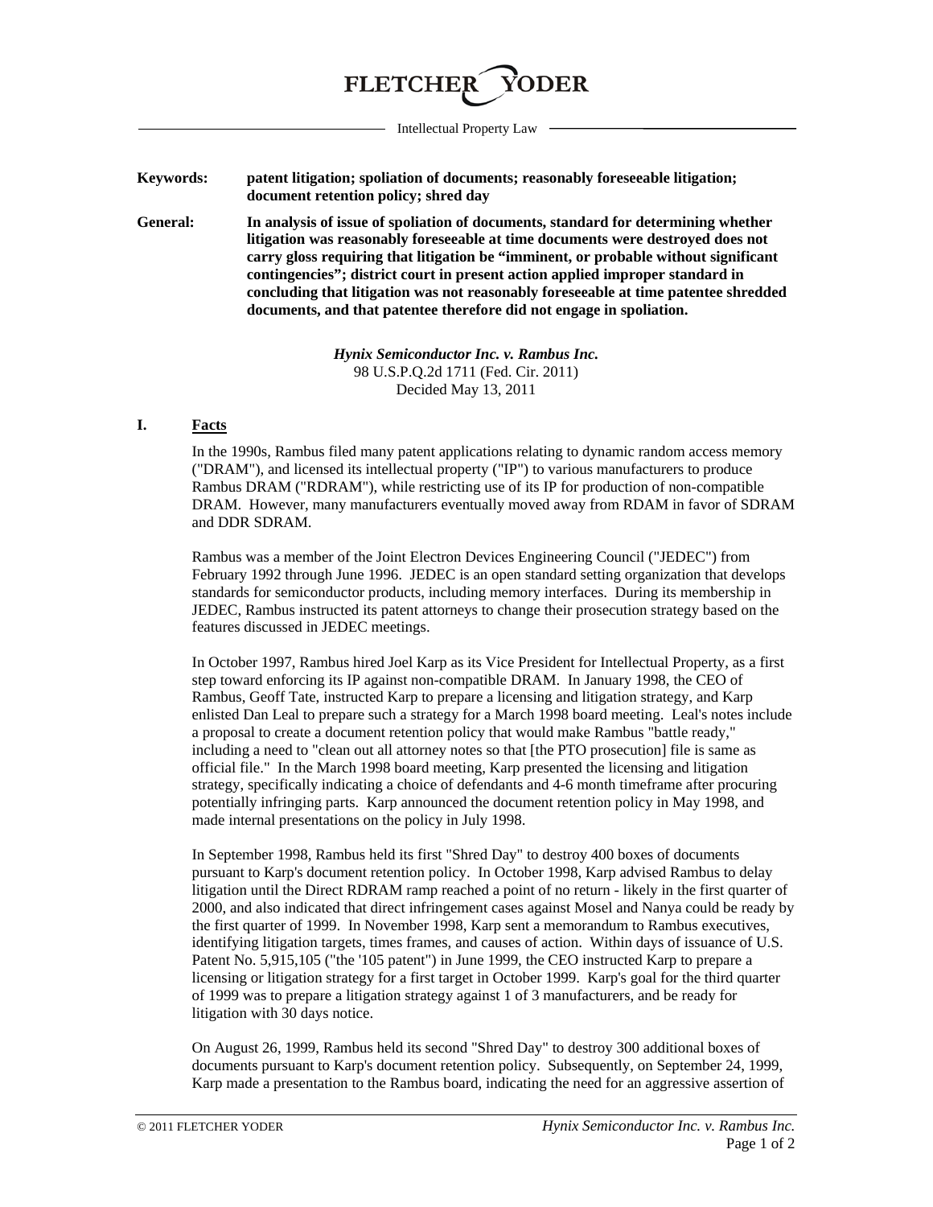**FLETCHER YODER**

Intellectual Property Law

**Keywords:** **patent litigation; spoliation of documents; reasonably foreseeable litigation; document retention policy; shred day**

**General:** **In analysis of issue of spoliation of documents, standard for determining whether litigation was reasonably foreseeable at time documents were destroyed does not carry gloss requiring that litigation be "imminent, or probable without significant contingencies"; district court in present action applied improper standard in concluding that litigation was not reasonably foreseeable at time patentee shredded documents, and that patentee therefore did not engage in spoliation.**

***Hynix Semiconductor Inc. v. Rambus Inc.***
98 U.S.P.Q.2d 1711 (Fed. Cir. 2011)
Decided May 13, 2011

## I. Facts

In the 1990s, Rambus filed many patent applications relating to dynamic random access memory ("DRAM"), and licensed its intellectual property ("IP") to various manufacturers to produce Rambus DRAM ("RDRAM"), while restricting use of its IP for production of non-compatible DRAM. However, many manufacturers eventually moved away from RDAM in favor of SDRAM and DDR SDRAM.

Rambus was a member of the Joint Electron Devices Engineering Council ("JEDEC") from February 1992 through June 1996. JEDEC is an open standard setting organization that develops standards for semiconductor products, including memory interfaces. During its membership in JEDEC, Rambus instructed its patent attorneys to change their prosecution strategy based on the features discussed in JEDEC meetings.

In October 1997, Rambus hired Joel Karp as its Vice President for Intellectual Property, as a first step toward enforcing its IP against non-compatible DRAM. In January 1998, the CEO of Rambus, Geoff Tate, instructed Karp to prepare a licensing and litigation strategy, and Karp enlisted Dan Leal to prepare such a strategy for a March 1998 board meeting. Leal's notes include a proposal to create a document retention policy that would make Rambus "battle ready," including a need to "clean out all attorney notes so that [the PTO prosecution] file is same as official file." In the March 1998 board meeting, Karp presented the licensing and litigation strategy, specifically indicating a choice of defendants and 4-6 month timeframe after procuring potentially infringing parts. Karp announced the document retention policy in May 1998, and made internal presentations on the policy in July 1998.

In September 1998, Rambus held its first "Shred Day" to destroy 400 boxes of documents pursuant to Karp's document retention policy. In October 1998, Karp advised Rambus to delay litigation until the Direct RDRAM ramp reached a point of no return - likely in the first quarter of 2000, and also indicated that direct infringement cases against Mosel and Nanya could be ready by the first quarter of 1999. In November 1998, Karp sent a memorandum to Rambus executives, identifying litigation targets, times frames, and causes of action. Within days of issuance of U.S. Patent No. 5,915,105 ("the '105 patent") in June 1999, the CEO instructed Karp to prepare a licensing or litigation strategy for a first target in October 1999. Karp's goal for the third quarter of 1999 was to prepare a litigation strategy against 1 of 3 manufacturers, and be ready for litigation with 30 days notice.

On August 26, 1999, Rambus held its second "Shred Day" to destroy 300 additional boxes of documents pursuant to Karp's document retention policy. Subsequently, on September 24, 1999, Karp made a presentation to the Rambus board, indicating the need for an aggressive assertion of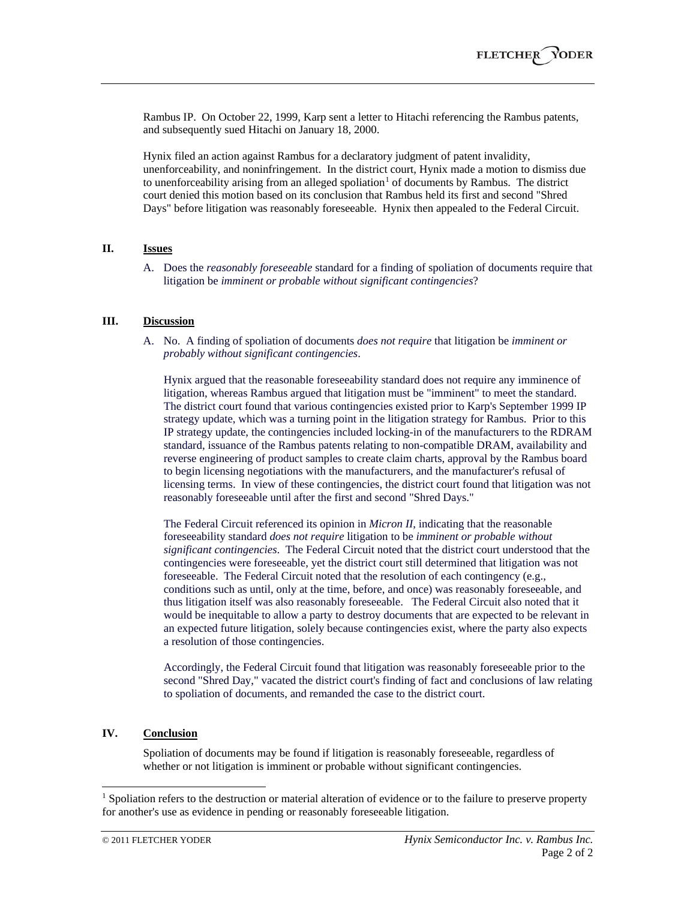Rambus IP. On October 22, 1999, Karp sent a letter to Hitachi referencing the Rambus patents, and subsequently sued Hitachi on January 18, 2000.

Hynix filed an action against Rambus for a declaratory judgment of patent invalidity, unenforceability, and noninfringement. In the district court, Hynix made a motion to dismiss due to unenforceability arising from an alleged spoliation[1] of documents by Rambus. The district court denied this motion based on its conclusion that Rambus held its first and second "Shred Days" before litigation was reasonably foreseeable. Hynix then appealed to the Federal Circuit.

## II. Issues

A. Does the *reasonably foreseeable* standard for a finding of spoliation of documents require that litigation be *imminent or probable without significant contingencies*?

## III. Discussion

A. No. A finding of spoliation of documents *does not require* that litigation be *imminent or probably without significant contingencies*.

Hynix argued that the reasonable foreseeability standard does not require any imminence of litigation, whereas Rambus argued that litigation must be "imminent" to meet the standard. The district court found that various contingencies existed prior to Karp's September 1999 IP strategy update, which was a turning point in the litigation strategy for Rambus. Prior to this IP strategy update, the contingencies included locking-in of the manufacturers to the RDRAM standard, issuance of the Rambus patents relating to non-compatible DRAM, availability and reverse engineering of product samples to create claim charts, approval by the Rambus board to begin licensing negotiations with the manufacturers, and the manufacturer's refusal of licensing terms. In view of these contingencies, the district court found that litigation was not reasonably foreseeable until after the first and second "Shred Days."

The Federal Circuit referenced its opinion in *Micron II*, indicating that the reasonable foreseeability standard *does not require* litigation to be *imminent or probable without significant contingencies*. The Federal Circuit noted that the district court understood that the contingencies were foreseeable, yet the district court still determined that litigation was not foreseeable. The Federal Circuit noted that the resolution of each contingency (e.g., conditions such as until, only at the time, before, and once) was reasonably foreseeable, and thus litigation itself was also reasonably foreseeable. The Federal Circuit also noted that it would be inequitable to allow a party to destroy documents that are expected to be relevant in an expected future litigation, solely because contingencies exist, where the party also expects a resolution of those contingencies.

Accordingly, the Federal Circuit found that litigation was reasonably foreseeable prior to the second "Shred Day," vacated the district court's finding of fact and conclusions of law relating to spoliation of documents, and remanded the case to the district court.

## IV. Conclusion

Spoliation of documents may be found if litigation is reasonably foreseeable, regardless of whether or not litigation is imminent or probable without significant contingencies.

---

[1] Spoliation refers to the destruction or material alteration of evidence or to the failure to preserve property for another's use as evidence in pending or reasonably foreseeable litigation.